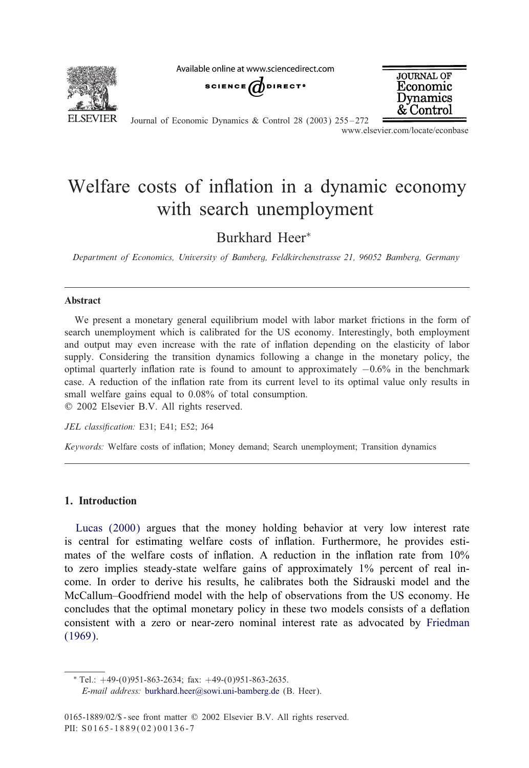# Welfare costs of inflation in a dynamic economy with search unemployment

Burkhard Heer*

*Department of Economics, University of Bamberg, Feldkirchenstrasse 21, 96052 Bamberg, Germany*

## Abstract

We present a monetary general equilibrium model with labor market frictions in the form of search unemployment which is calibrated for the US economy. Interestingly, both employment and output may even increase with the rate of inflation depending on the elasticity of labor supply. Considering the transition dynamics following a change in the monetary policy, the optimal quarterly inflation rate is found to amount to approximately −0.6% in the benchmark case. A reduction of the inflation rate from its current level to its optimal value only results in small welfare gains equal to 0.08% of total consumption.

© 2002 Elsevier B.V. All rights reserved.

*JEL classification:* E31; E41; E52; J64

*Keywords:* Welfare costs of inflation; Money demand; Search unemployment; Transition dynamics

## 1. Introduction

Lucas (2000) argues that the money holding behavior at very low interest rate is central for estimating welfare costs of inflation. Furthermore, he provides estimates of the welfare costs of inflation. A reduction in the inflation rate from 10% to zero implies steady-state welfare gains of approximately 1% percent of real income. In order to derive his results, he calibrates both the Sidrauski model and the McCallum–Goodfriend model with the help of observations from the US economy. He concludes that the optimal monetary policy in these two models consists of a deflation consistent with a zero or near-zero nominal interest rate as advocated by Friedman (1969).

* Tel.: +49-(0)951-863-2634; fax: +49-(0)951-863-2635.
*E-mail address:* burkhard.heer@sowi.uni-bamberg.de (B. Heer).

0165-1889/02/$ - see front matter © 2002 Elsevier B.V. All rights reserved.
PII: S0165-1889(02)00136-7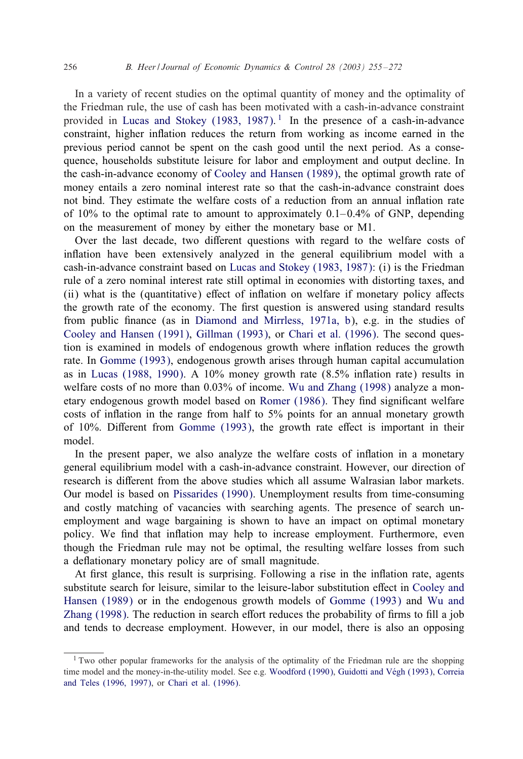In a variety of recent studies on the optimal quantity of money and the optimality of the Friedman rule, the use of cash has been motivated with a cash-in-advance constraint provided in Lucas and Stokey (1983, 1987).[1] In the presence of a cash-in-advance constraint, higher inflation reduces the return from working as income earned in the previous period cannot be spent on the cash good until the next period. As a consequence, households substitute leisure for labor and employment and output decline. In the cash-in-advance economy of Cooley and Hansen (1989), the optimal growth rate of money entails a zero nominal interest rate so that the cash-in-advance constraint does not bind. They estimate the welfare costs of a reduction from an annual inflation rate of 10% to the optimal rate to amount to approximately 0.1–0.4% of GNP, depending on the measurement of money by either the monetary base or M1.

Over the last decade, two different questions with regard to the welfare costs of inflation have been extensively analyzed in the general equilibrium model with a cash-in-advance constraint based on Lucas and Stokey (1983, 1987): (i) is the Friedman rule of a zero nominal interest rate still optimal in economies with distorting taxes, and (ii) what is the (quantitative) effect of inflation on welfare if monetary policy affects the growth rate of the economy. The first question is answered using standard results from public finance (as in Diamond and Mirrless, 1971a, b), e.g. in the studies of Cooley and Hansen (1991), Gillman (1993), or Chari et al. (1996). The second question is examined in models of endogenous growth where inflation reduces the growth rate. In Gomme (1993), endogenous growth arises through human capital accumulation as in Lucas (1988, 1990). A 10% money growth rate (8.5% inflation rate) results in welfare costs of no more than 0.03% of income. Wu and Zhang (1998) analyze a monetary endogenous growth model based on Romer (1986). They find significant welfare costs of inflation in the range from half to 5% points for an annual monetary growth of 10%. Different from Gomme (1993), the growth rate effect is important in their model.

In the present paper, we also analyze the welfare costs of inflation in a monetary general equilibrium model with a cash-in-advance constraint. However, our direction of research is different from the above studies which all assume Walrasian labor markets. Our model is based on Pissarides (1990). Unemployment results from time-consuming and costly matching of vacancies with searching agents. The presence of search unemployment and wage bargaining is shown to have an impact on optimal monetary policy. We find that inflation may help to increase employment. Furthermore, even though the Friedman rule may not be optimal, the resulting welfare losses from such a deflationary monetary policy are of small magnitude.

At first glance, this result is surprising. Following a rise in the inflation rate, agents substitute search for leisure, similar to the leisure-labor substitution effect in Cooley and Hansen (1989) or in the endogenous growth models of Gomme (1993) and Wu and Zhang (1998). The reduction in search effort reduces the probability of firms to fill a job and tends to decrease employment. However, in our model, there is also an opposing

---

[1] Two other popular frameworks for the analysis of the optimality of the Friedman rule are the shopping time model and the money-in-the-utility model. See e.g. Woodford (1990), Guidotti and Végh (1993), Correia and Teles (1996, 1997), or Chari et al. (1996).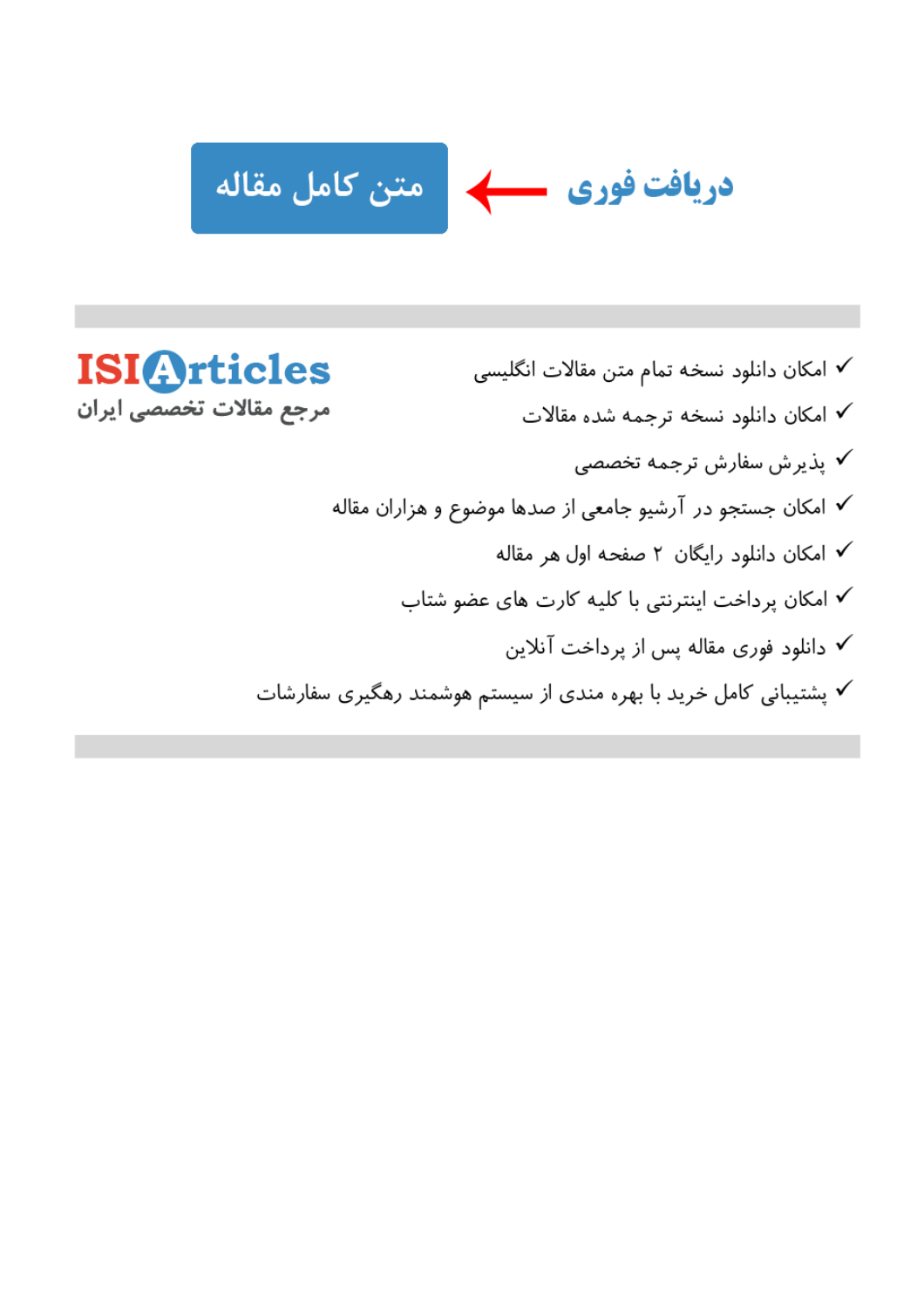**دریافت فوری ← متن کامل مقاله**

**ISIArticles**
مرجع مقالات تخصصی ایران

- ✓ امکان دانلود نسخه تمام متن مقالات انگلیسی
- ✓ امکان دانلود نسخه ترجمه شده مقالات
- ✓ پذیرش سفارش ترجمه تخصصی
- ✓ امکان جستجو در آرشیو جامعی از صدها موضوع و هزاران مقاله
- ✓ امکان دانلود رایگان ۲ صفحه اول هر مقاله
- ✓ امکان پرداخت اینترنتی با کلیه کارت های عضو شتاب
- ✓ دانلود فوری مقاله پس از پرداخت آنلاین
- ✓ پشتیبانی کامل خرید با بهره مندی از سیستم هوشمند رهگیری سفارشات